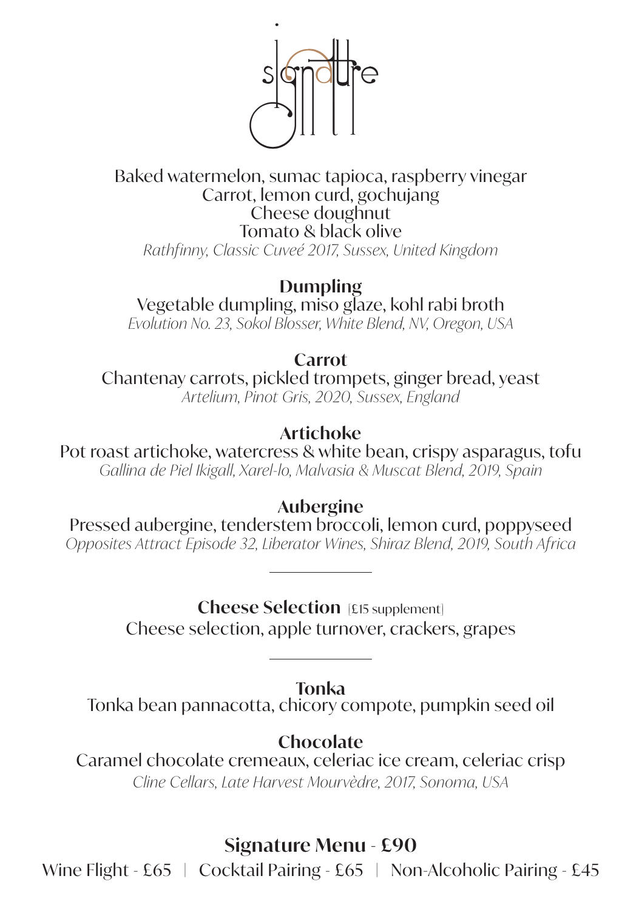# signature

Baked watermelon, sumac tapioca, raspberry vinegar
Carrot, lemon curd, gochujang
Cheese doughnut
Tomato & black olive
*Rathfinny, Classic Cuveé 2017, Sussex, United Kingdom*

**Dumpling**
Vegetable dumpling, miso glaze, kohl rabi broth
*Evolution No. 23, Sokol Blosser, White Blend, NV, Oregon, USA*

**Carrot**
Chantenay carrots, pickled trompets, ginger bread, yeast
*Artelium, Pinot Gris, 2020, Sussex, England*

**Artichoke**
Pot roast artichoke, watercress & white bean, crispy asparagus, tofu
*Gallina de Piel Ikigall, Xarel-lo, Malvasia & Muscat Blend, 2019, Spain*

**Aubergine**
Pressed aubergine, tenderstem broccoli, lemon curd, poppyseed
*Opposites Attract Episode 32, Liberator Wines, Shiraz Blend, 2019, South Africa*

---

**Cheese Selection** [£15 supplement]
Cheese selection, apple turnover, crackers, grapes

---

**Tonka**
Tonka bean pannacotta, chicory compote, pumpkin seed oil

**Chocolate**
Caramel chocolate cremeaux, celeriac ice cream, celeriac crisp
*Cline Cellars, Late Harvest Mourvèdre, 2017, Sonoma, USA*

## Signature Menu - £90

Wine Flight - £65 | Cocktail Pairing - £65 | Non-Alcoholic Pairing - £45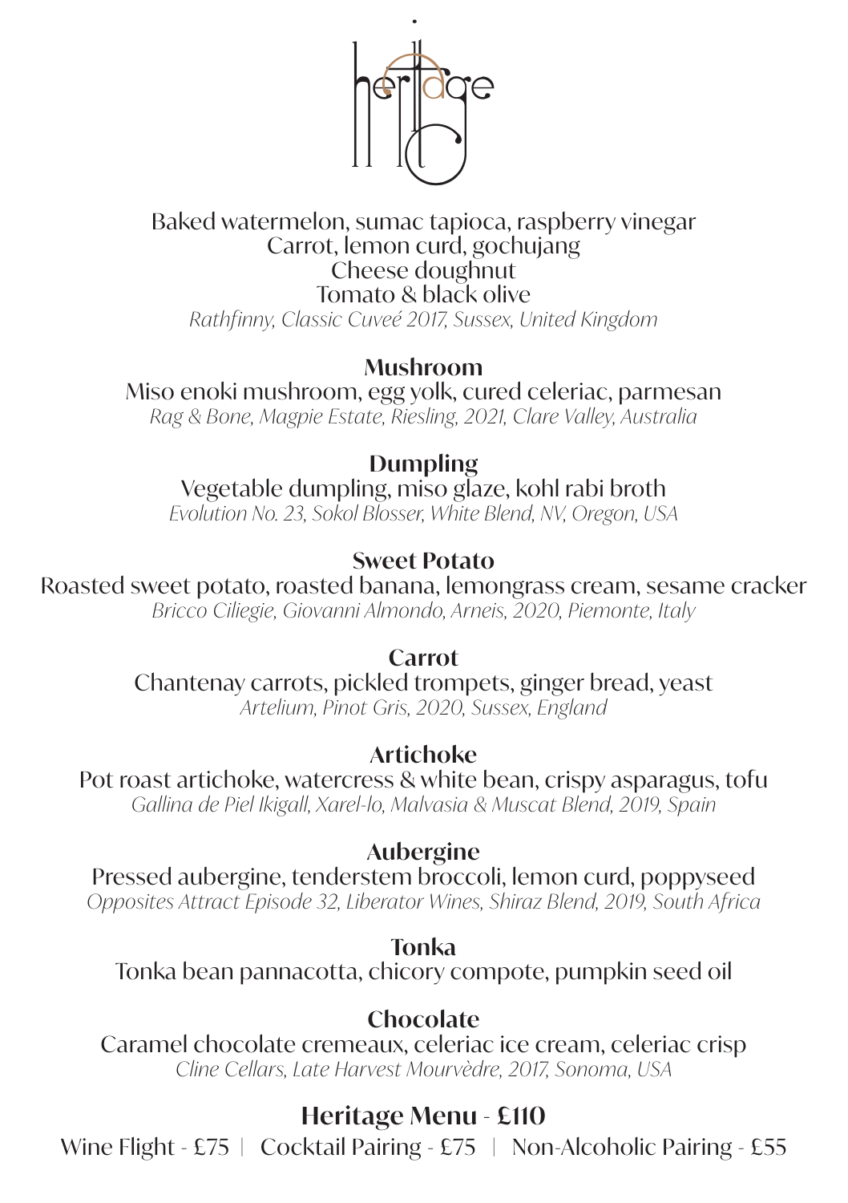# heritage

Baked watermelon, sumac tapioca, raspberry vinegar
Carrot, lemon curd, gochujang
Cheese doughnut
Tomato & black olive
*Rathfinny, Classic Cuveé 2017, Sussex, United Kingdom*

**Mushroom**
Miso enoki mushroom, egg yolk, cured celeriac, parmesan
*Rag & Bone, Magpie Estate, Riesling, 2021, Clare Valley, Australia*

**Dumpling**
Vegetable dumpling, miso glaze, kohl rabi broth
*Evolution No. 23, Sokol Blosser, White Blend, NV, Oregon, USA*

**Sweet Potato**
Roasted sweet potato, roasted banana, lemongrass cream, sesame cracker
*Bricco Ciliegie, Giovanni Almondo, Arneis, 2020, Piemonte, Italy*

**Carrot**
Chantenay carrots, pickled trompets, ginger bread, yeast
*Artelium, Pinot Gris, 2020, Sussex, England*

**Artichoke**
Pot roast artichoke, watercress & white bean, crispy asparagus, tofu
*Gallina de Piel Ikigall, Xarel-lo, Malvasia & Muscat Blend, 2019, Spain*

**Aubergine**
Pressed aubergine, tenderstem broccoli, lemon curd, poppyseed
*Opposites Attract Episode 32, Liberator Wines, Shiraz Blend, 2019, South Africa*

**Tonka**
Tonka bean pannacotta, chicory compote, pumpkin seed oil

**Chocolate**
Caramel chocolate cremeaux, celeriac ice cream, celeriac crisp
*Cline Cellars, Late Harvest Mourvèdre, 2017, Sonoma, USA*

## Heritage Menu - £110

Wine Flight - £75 | Cocktail Pairing - £75 | Non-Alcoholic Pairing - £55